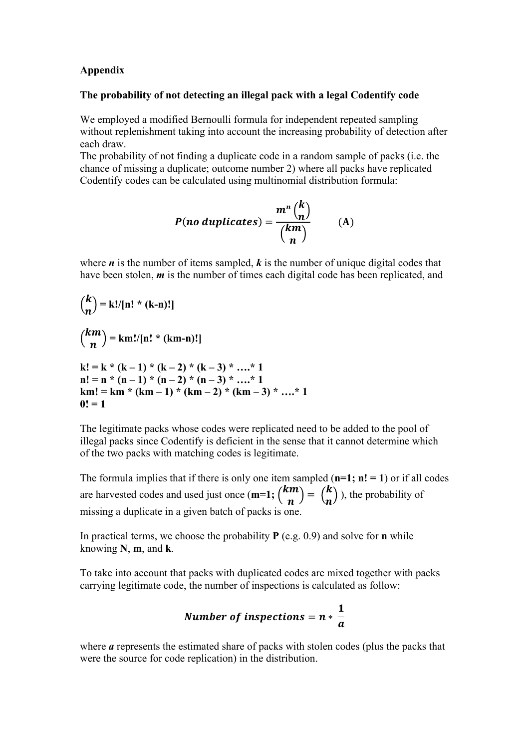**Appendix**

**The probability of not detecting an illegal pack with a legal Codentify code**

We employed a modified Bernoulli formula for independent repeated sampling without replenishment taking into account the increasing probability of detection after each draw.
The probability of not finding a duplicate code in a random sample of packs (i.e. the chance of missing a duplicate; outcome number 2) where all packs have replicated Codentify codes can be calculated using multinomial distribution formula:

$$\boldsymbol{P(no\ duplicates)} = \frac{\boldsymbol{m^n \binom{k}{n}}}{\boldsymbol{\binom{km}{n}}} \qquad (\mathbf{A})$$

where $\boldsymbol{n}$ is the number of items sampled, $\boldsymbol{k}$ is the number of unique digital codes that have been stolen, $\boldsymbol{m}$ is the number of times each digital code has been replicated, and

$\binom{k}{n}$ **= k!/[n! * (k-n)!]**

$\binom{km}{n}$ **= km!/[n! * (km-n)!]**

**k! = k * (k – 1) * (k – 2) * (k – 3) * ….* 1**
**n! = n * (n – 1) * (n – 2) * (n – 3) * ….* 1**
**km! = km * (km – 1) * (km – 2) * (km – 3) * ….* 1**
**0! = 1**

The legitimate packs whose codes were replicated need to be added to the pool of illegal packs since Codentify is deficient in the sense that it cannot determine which of the two packs with matching codes is legitimate.

The formula implies that if there is only one item sampled (**n=1; n! = 1**) or if all codes are harvested codes and used just once (**m=1;** $\binom{km}{n} = \binom{k}{n}$ ), the probability of missing a duplicate in a given batch of packs is one.

In practical terms, we choose the probability **P** (e.g. 0.9) and solve for **n** while knowing **N**, **m**, and **k**.

To take into account that packs with duplicated codes are mixed together with packs carrying legitimate code, the number of inspections is calculated as follow:

$$\boldsymbol{Number\ of\ inspections} = \boldsymbol{n} * \frac{\mathbf{1}}{\boldsymbol{a}}$$

where $\boldsymbol{a}$ represents the estimated share of packs with stolen codes (plus the packs that were the source for code replication) in the distribution.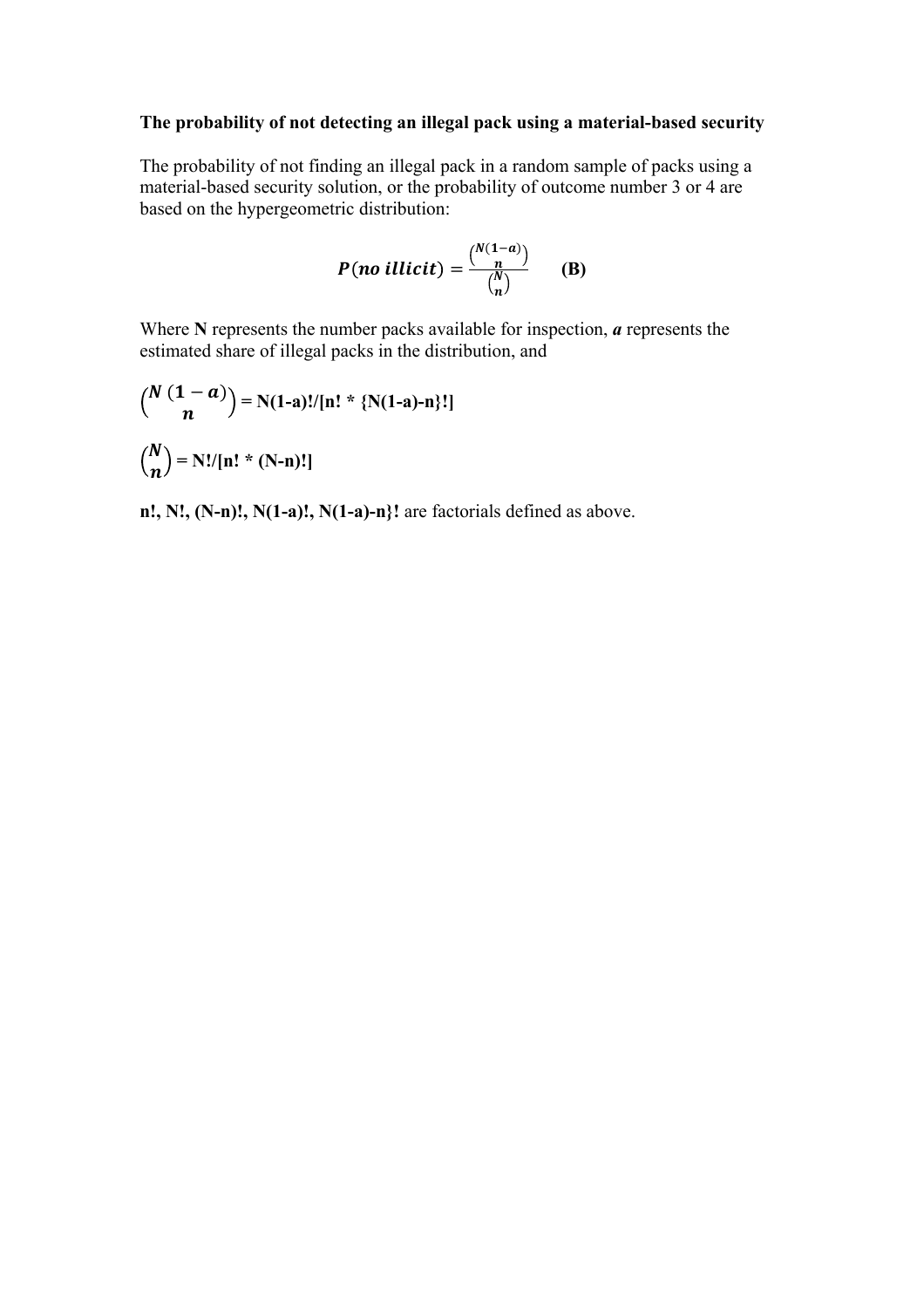**The probability of not detecting an illegal pack using a material-based security**

The probability of not finding an illegal pack in a random sample of packs using a material-based security solution, or the probability of outcome number 3 or 4 are based on the hypergeometric distribution:

$$\boldsymbol{P(no\ illicit)} = \frac{\binom{N(1-a)}{n}}{\binom{N}{n}} \qquad \textbf{(B)}$$

Where **N** represents the number packs available for inspection, ***a*** represents the estimated share of illegal packs in the distribution, and

$\binom{N\,(1-a)}{n}$ **= N(1-a)!/[n! * {N(1-a)-n}!]**

$\binom{N}{n}$ **= N!/[n! * (N-n)!]**

**n!, N!, (N-n)!, N(1-a)!, N(1-a)-n}!** are factorials defined as above.